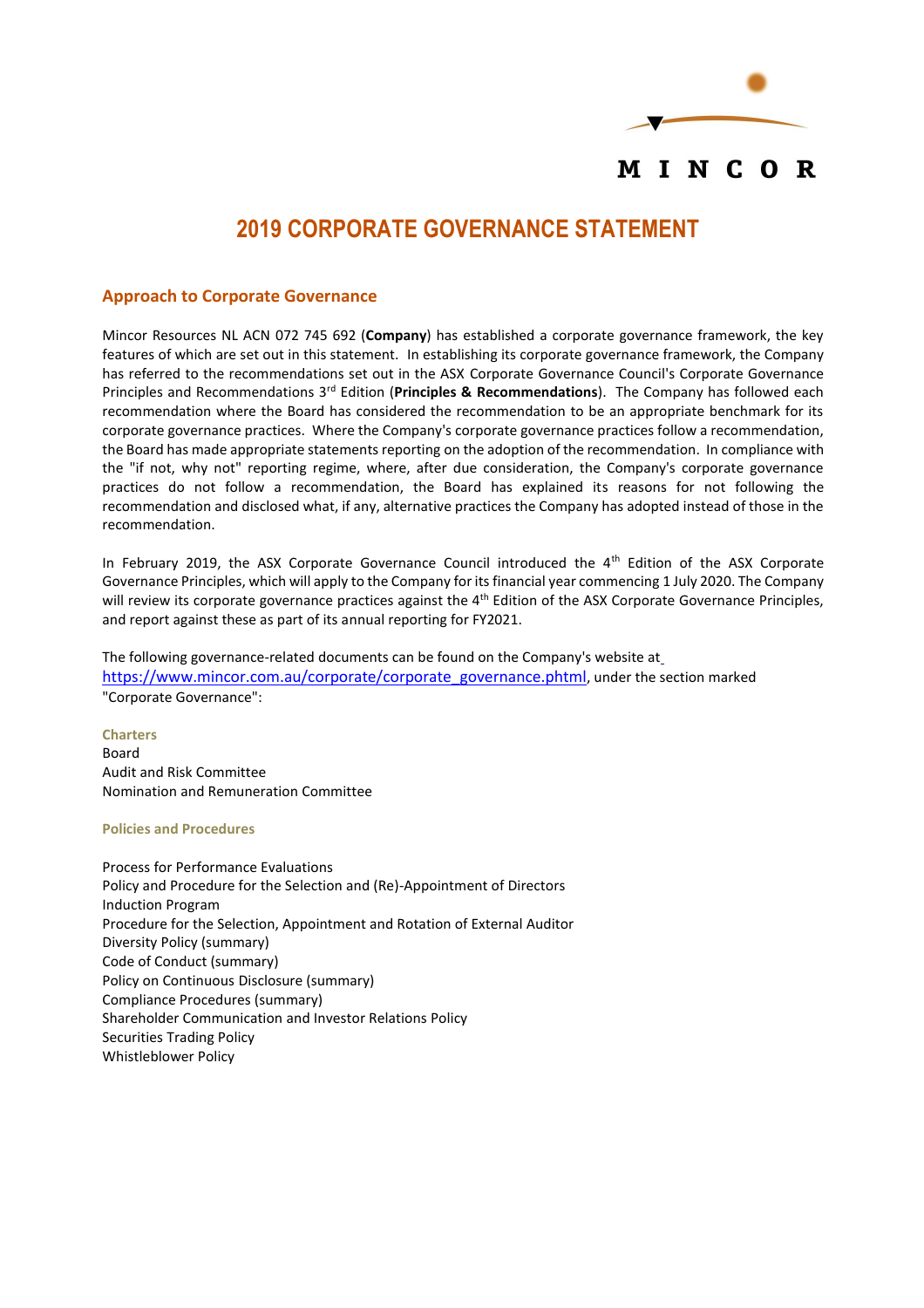MINCOR

# 2019 CORPORATE GOVERNANCE STATEMENT

## Approach to Corporate Governance

Mincor Resources NL ACN 072 745 692 (**Company**) has established a corporate governance framework, the key features of which are set out in this statement. In establishing its corporate governance framework, the Company has referred to the recommendations set out in the ASX Corporate Governance Council's Corporate Governance Principles and Recommendations 3rd Edition (**Principles & Recommendations**). The Company has followed each recommendation where the Board has considered the recommendation to be an appropriate benchmark for its corporate governance practices. Where the Company's corporate governance practices follow a recommendation, the Board has made appropriate statements reporting on the adoption of the recommendation. In compliance with the "if not, why not" reporting regime, where, after due consideration, the Company's corporate governance practices do not follow a recommendation, the Board has explained its reasons for not following the recommendation and disclosed what, if any, alternative practices the Company has adopted instead of those in the recommendation.

In February 2019, the ASX Corporate Governance Council introduced the 4th Edition of the ASX Corporate Governance Principles, which will apply to the Company for its financial year commencing 1 July 2020. The Company will review its corporate governance practices against the 4th Edition of the ASX Corporate Governance Principles, and report against these as part of its annual reporting for FY2021.

The following governance-related documents can be found on the Company's website at https://www.mincor.com.au/corporate/corporate_governance.phtml, under the section marked "Corporate Governance":

**Charters**

Board
Audit and Risk Committee
Nomination and Remuneration Committee

**Policies and Procedures**

Process for Performance Evaluations
Policy and Procedure for the Selection and (Re)-Appointment of Directors
Induction Program
Procedure for the Selection, Appointment and Rotation of External Auditor
Diversity Policy (summary)
Code of Conduct (summary)
Policy on Continuous Disclosure (summary)
Compliance Procedures (summary)
Shareholder Communication and Investor Relations Policy
Securities Trading Policy
Whistleblower Policy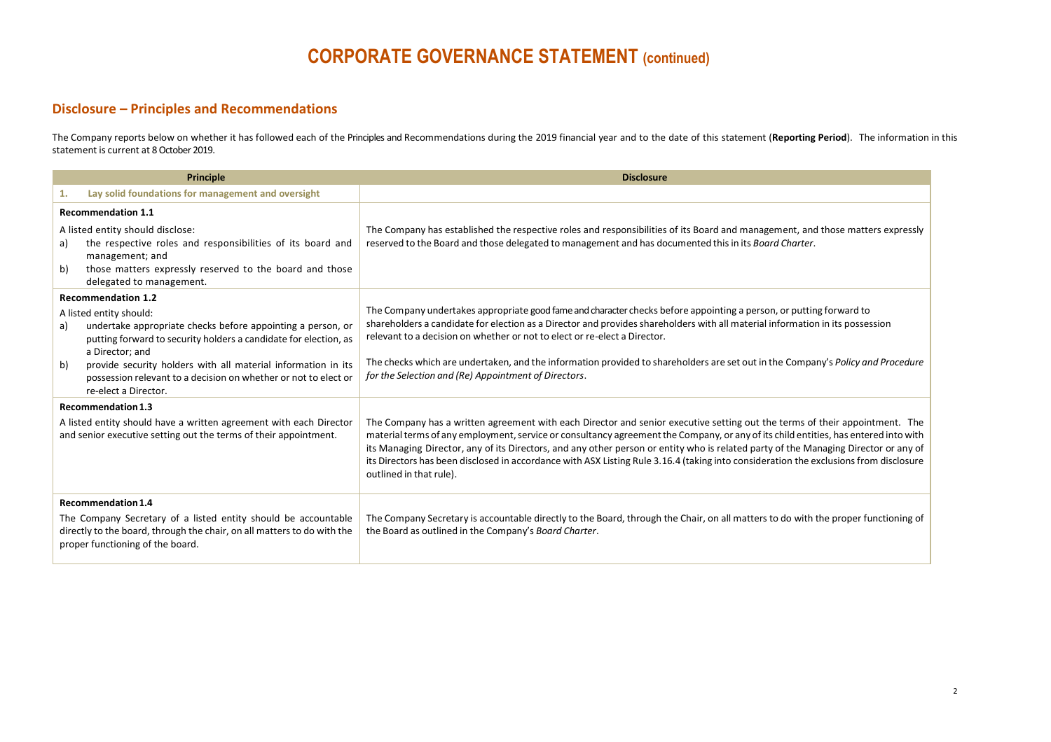# CORPORATE GOVERNANCE STATEMENT (continued)

## Disclosure – Principles and Recommendations

The Company reports below on whether it has followed each of the Principles and Recommendations during the 2019 financial year and to the date of this statement (**Reporting Period**). The information in this statement is current at 8 October 2019.

| Principle | Disclosure |
|---|---|
| **1. Lay solid foundations for management and oversight** | |
| **Recommendation 1.1**<br><br>A listed entity should disclose:<br>a) the respective roles and responsibilities of its board and management; and<br>b) those matters expressly reserved to the board and those delegated to management. | The Company has established the respective roles and responsibilities of its Board and management, and those matters expressly reserved to the Board and those delegated to management and has documented this in its *Board Charter*. |
| **Recommendation 1.2**<br><br>A listed entity should:<br>a) undertake appropriate checks before appointing a person, or putting forward to security holders a candidate for election, as a Director; and<br>b) provide security holders with all material information in its possession relevant to a decision on whether or not to elect or re-elect a Director. | The Company undertakes appropriate good fame and character checks before appointing a person, or putting forward to shareholders a candidate for election as a Director and provides shareholders with all material information in its possession relevant to a decision on whether or not to elect or re-elect a Director.<br><br>The checks which are undertaken, and the information provided to shareholders are set out in the Company's *Policy and Procedure for the Selection and (Re) Appointment of Directors*. |
| **Recommendation 1.3**<br><br>A listed entity should have a written agreement with each Director and senior executive setting out the terms of their appointment. | The Company has a written agreement with each Director and senior executive setting out the terms of their appointment. The material terms of any employment, service or consultancy agreement the Company, or any of its child entities, has entered into with its Managing Director, any of its Directors, and any other person or entity who is related party of the Managing Director or any of its Directors has been disclosed in accordance with ASX Listing Rule 3.16.4 (taking into consideration the exclusions from disclosure outlined in that rule). |
| **Recommendation 1.4**<br><br>The Company Secretary of a listed entity should be accountable directly to the board, through the chair, on all matters to do with the proper functioning of the board. | The Company Secretary is accountable directly to the Board, through the Chair, on all matters to do with the proper functioning of the Board as outlined in the Company's *Board Charter*. |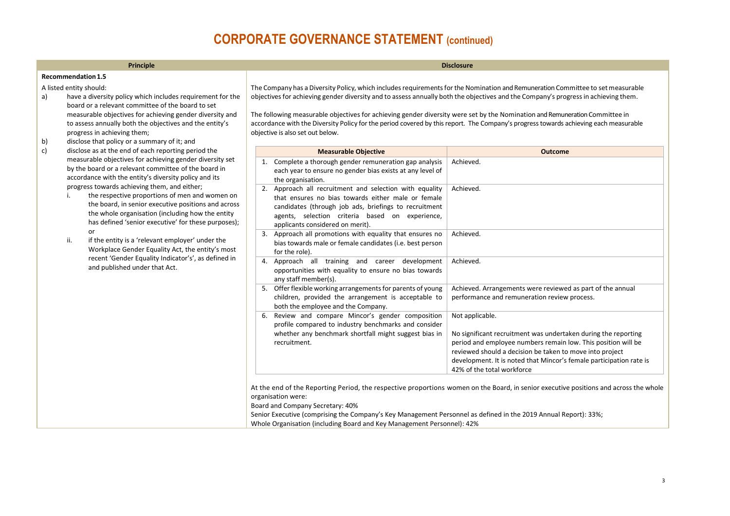# CORPORATE GOVERNANCE STATEMENT (continued)

| Principle | Disclosure |
|---|---|
| **Recommendation 1.5**<br><br>A listed entity should:<br>a) have a diversity policy which includes requirement for the board or a relevant committee of the board to set measurable objectives for achieving gender diversity and to assess annually both the objectives and the entity's progress in achieving them;<br>b) disclose that policy or a summary of it; and<br>c) disclose as at the end of each reporting period the measurable objectives for achieving gender diversity set by the board or a relevant committee of the board in accordance with the entity's diversity policy and its progress towards achieving them, and either;<br>i. the respective proportions of men and women on the board, in senior executive positions and across the whole organisation (including how the entity has defined 'senior executive' for these purposes); or<br>ii. if the entity is a 'relevant employer' under the Workplace Gender Equality Act, the entity's most recent 'Gender Equality Indicator's', as defined in and published under that Act. | The Company has a Diversity Policy, which includes requirements for the Nomination and Remuneration Committee to set measurable objectives for achieving gender diversity and to assess annually both the objectives and the Company's progress in achieving them.<br><br>The following measurable objectives for achieving gender diversity were set by the Nomination and Remuneration Committee in accordance with the Diversity Policy for the period covered by this report. The Company's progress towards achieving each measurable objective is also set out below. |

| Measurable Objective | Outcome |
|---|---|
| 1. Complete a thorough gender remuneration gap analysis each year to ensure no gender bias exists at any level of the organisation. | Achieved. |
| 2. Approach all recruitment and selection with equality that ensures no bias towards either male or female candidates (through job ads, briefings to recruitment agents, selection criteria based on experience, applicants considered on merit). | Achieved. |
| 3. Approach all promotions with equality that ensures no bias towards male or female candidates (i.e. best person for the role). | Achieved. |
| 4. Approach all training and career development opportunities with equality to ensure no bias towards any staff member(s). | Achieved. |
| 5. Offer flexible working arrangements for parents of young children, provided the arrangement is acceptable to both the employee and the Company. | Achieved. Arrangements were reviewed as part of the annual performance and remuneration review process. |
| 6. Review and compare Mincor's gender composition profile compared to industry benchmarks and consider whether any benchmark shortfall might suggest bias in recruitment. | Not applicable.<br><br>No significant recruitment was undertaken during the reporting period and employee numbers remain low. This position will be reviewed should a decision be taken to move into project development. It is noted that Mincor's female participation rate is 42% of the total workforce |

At the end of the Reporting Period, the respective proportions women on the Board, in senior executive positions and across the whole organisation were:

Board and Company Secretary: 40%

Senior Executive (comprising the Company's Key Management Personnel as defined in the 2019 Annual Report): 33%;

Whole Organisation (including Board and Key Management Personnel): 42%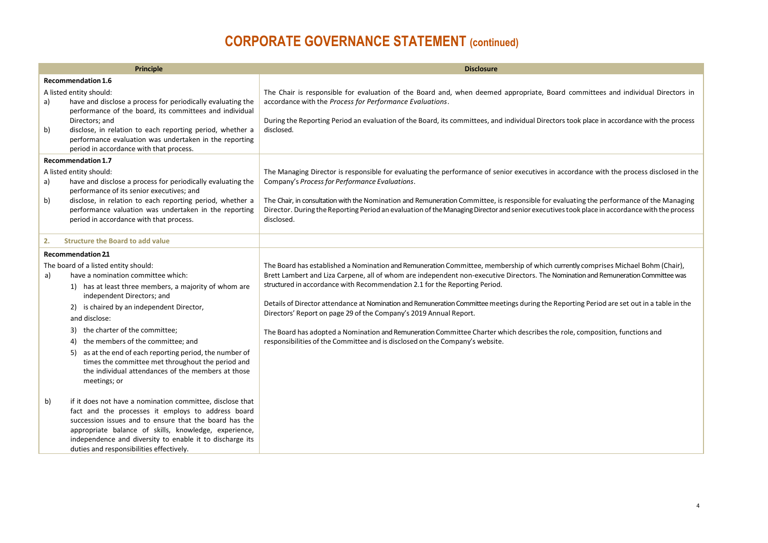# CORPORATE GOVERNANCE STATEMENT (continued)

| Principle | Disclosure |
|---|---|
| **Recommendation 1.6**<br><br>A listed entity should:<br>a) have and disclose a process for periodically evaluating the performance of the board, its committees and individual Directors; and<br>b) disclose, in relation to each reporting period, whether a performance evaluation was undertaken in the reporting period in accordance with that process. | The Chair is responsible for evaluation of the Board and, when deemed appropriate, Board committees and individual Directors in accordance with the *Process for Performance Evaluations*.<br><br>During the Reporting Period an evaluation of the Board, its committees, and individual Directors took place in accordance with the process disclosed. |
| **Recommendation 1.7**<br><br>A listed entity should:<br>a) have and disclose a process for periodically evaluating the performance of its senior executives; and<br>b) disclose, in relation to each reporting period, whether a performance valuation was undertaken in the reporting period in accordance with that process. | The Managing Director is responsible for evaluating the performance of senior executives in accordance with the process disclosed in the Company's *Process for Performance Evaluations*.<br><br>The Chair, in consultation with the Nomination and Remuneration Committee, is responsible for evaluating the performance of the Managing Director. During the Reporting Period an evaluation of the Managing Director and senior executives took place in accordance with the process disclosed. |
| **2. Structure the Board to add value** | |
| **Recommendation 2.1**<br><br>The board of a listed entity should:<br>a) have a nomination committee which:<br>1) has at least three members, a majority of whom are independent Directors; and<br>2) is chaired by an independent Director,<br>and disclose:<br>3) the charter of the committee;<br>4) the members of the committee; and<br>5) as at the end of each reporting period, the number of times the committee met throughout the period and the individual attendances of the members at those meetings; or<br><br>b) if it does not have a nomination committee, disclose that fact and the processes it employs to address board succession issues and to ensure that the board has the appropriate balance of skills, knowledge, experience, independence and diversity to enable it to discharge its duties and responsibilities effectively. | The Board has established a Nomination and Remuneration Committee, membership of which currently comprises Michael Bohm (Chair), Brett Lambert and Liza Carpene, all of whom are independent non-executive Directors. The Nomination and Remuneration Committee was structured in accordance with Recommendation 2.1 for the Reporting Period.<br><br>Details of Director attendance at Nomination and Remuneration Committee meetings during the Reporting Period are set out in a table in the Directors' Report on page 29 of the Company's 2019 Annual Report.<br><br>The Board has adopted a Nomination and Remuneration Committee Charter which describes the role, composition, functions and responsibilities of the Committee and is disclosed on the Company's website. |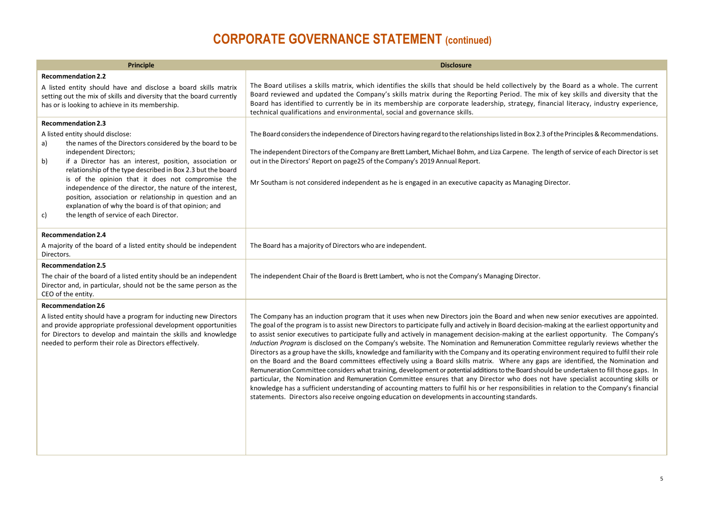# CORPORATE GOVERNANCE STATEMENT (continued)

| Principle | Disclosure |
|---|---|
| **Recommendation 2.2**<br>A listed entity should have and disclose a board skills matrix setting out the mix of skills and diversity that the board currently has or is looking to achieve in its membership. | The Board utilises a skills matrix, which identifies the skills that should be held collectively by the Board as a whole. The current Board reviewed and updated the Company's skills matrix during the Reporting Period. The mix of key skills and diversity that the Board has identified to currently be in its membership are corporate leadership, strategy, financial literacy, industry experience, technical qualifications and environmental, social and governance skills. |
| **Recommendation 2.3**<br>A listed entity should disclose:<br>a) the names of the Directors considered by the board to be independent Directors;<br>b) if a Director has an interest, position, association or relationship of the type described in Box 2.3 but the board is of the opinion that it does not compromise the independence of the director, the nature of the interest, position, association or relationship in question and an explanation of why the board is of that opinion; and<br>c) the length of service of each Director. | The Board considers the independence of Directors having regard to the relationships listed in Box 2.3 of the Principles & Recommendations.<br><br>The independent Directors of the Company are Brett Lambert, Michael Bohm, and Liza Carpene. The length of service of each Director is set out in the Directors' Report on page25 of the Company's 2019 Annual Report.<br><br>Mr Southam is not considered independent as he is engaged in an executive capacity as Managing Director. |
| **Recommendation 2.4**<br>A majority of the board of a listed entity should be independent Directors. | The Board has a majority of Directors who are independent. |
| **Recommendation 2.5**<br>The chair of the board of a listed entity should be an independent Director and, in particular, should not be the same person as the CEO of the entity. | The independent Chair of the Board is Brett Lambert, who is not the Company's Managing Director. |
| **Recommendation 2.6**<br>A listed entity should have a program for inducting new Directors and provide appropriate professional development opportunities for Directors to develop and maintain the skills and knowledge needed to perform their role as Directors effectively. | The Company has an induction program that it uses when new Directors join the Board and when new senior executives are appointed. The goal of the program is to assist new Directors to participate fully and actively in Board decision-making at the earliest opportunity and to assist senior executives to participate fully and actively in management decision-making at the earliest opportunity. The Company's *Induction Program* is disclosed on the Company's website. The Nomination and Remuneration Committee regularly reviews whether the Directors as a group have the skills, knowledge and familiarity with the Company and its operating environment required to fulfil their role on the Board and the Board committees effectively using a Board skills matrix. Where any gaps are identified, the Nomination and Remuneration Committee considers what training, development or potential additions to the Board should be undertaken to fill those gaps. In particular, the Nomination and Remuneration Committee ensures that any Director who does not have specialist accounting skills or knowledge has a sufficient understanding of accounting matters to fulfil his or her responsibilities in relation to the Company's financial statements. Directors also receive ongoing education on developments in accounting standards. |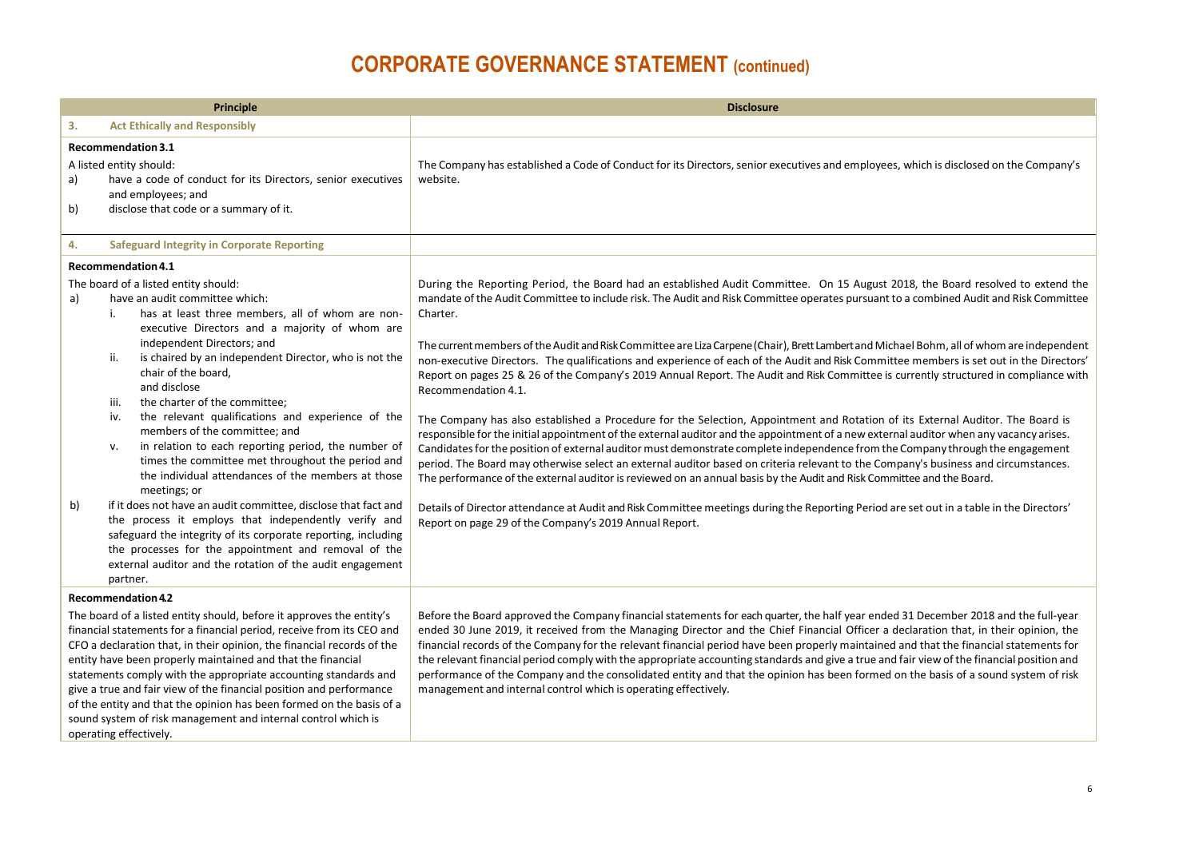# CORPORATE GOVERNANCE STATEMENT (continued)

| Principle | Disclosure |
|---|---|
| **3. Act Ethically and Responsibly** | |
| **Recommendation 3.1**<br>A listed entity should:<br>a) have a code of conduct for its Directors, senior executives and employees; and<br>b) disclose that code or a summary of it. | The Company has established a Code of Conduct for its Directors, senior executives and employees, which is disclosed on the Company's website. |
| **4. Safeguard Integrity in Corporate Reporting** | |
| **Recommendation 4.1**<br>The board of a listed entity should:<br>a) have an audit committee which:<br>i. has at least three members, all of whom are non-executive Directors and a majority of whom are independent Directors; and<br>ii. is chaired by an independent Director, who is not the chair of the board,<br>and disclose<br>iii. the charter of the committee;<br>iv. the relevant qualifications and experience of the members of the committee; and<br>v. in relation to each reporting period, the number of times the committee met throughout the period and the individual attendances of the members at those meetings; or<br>b) if it does not have an audit committee, disclose that fact and the process it employs that independently verify and safeguard the integrity of its corporate reporting, including the processes for the appointment and removal of the external auditor and the rotation of the audit engagement partner. | During the Reporting Period, the Board had an established Audit Committee. On 15 August 2018, the Board resolved to extend the mandate of the Audit Committee to include risk. The Audit and Risk Committee operates pursuant to a combined Audit and Risk Committee Charter.<br><br>The current members of the Audit and Risk Committee are Liza Carpene (Chair), Brett Lambert and Michael Bohm, all of whom are independent non-executive Directors. The qualifications and experience of each of the Audit and Risk Committee members is set out in the Directors' Report on pages 25 & 26 of the Company's 2019 Annual Report. The Audit and Risk Committee is currently structured in compliance with Recommendation 4.1.<br><br>The Company has also established a Procedure for the Selection, Appointment and Rotation of its External Auditor. The Board is responsible for the initial appointment of the external auditor and the appointment of a new external auditor when any vacancy arises. Candidates for the position of external auditor must demonstrate complete independence from the Company through the engagement period. The Board may otherwise select an external auditor based on criteria relevant to the Company's business and circumstances. The performance of the external auditor is reviewed on an annual basis by the Audit and Risk Committee and the Board.<br><br>Details of Director attendance at Audit and Risk Committee meetings during the Reporting Period are set out in a table in the Directors' Report on page 29 of the Company's 2019 Annual Report. |
| **Recommendation 4.2**<br>The board of a listed entity should, before it approves the entity's financial statements for a financial period, receive from its CEO and CFO a declaration that, in their opinion, the financial records of the entity have been properly maintained and that the financial statements comply with the appropriate accounting standards and give a true and fair view of the financial position and performance of the entity and that the opinion has been formed on the basis of a sound system of risk management and internal control which is operating effectively. | Before the Board approved the Company financial statements for each quarter, the half year ended 31 December 2018 and the full-year ended 30 June 2019, it received from the Managing Director and the Chief Financial Officer a declaration that, in their opinion, the financial records of the Company for the relevant financial period have been properly maintained and that the financial statements for the relevant financial period comply with the appropriate accounting standards and give a true and fair view of the financial position and performance of the Company and the consolidated entity and that the opinion has been formed on the basis of a sound system of risk management and internal control which is operating effectively. |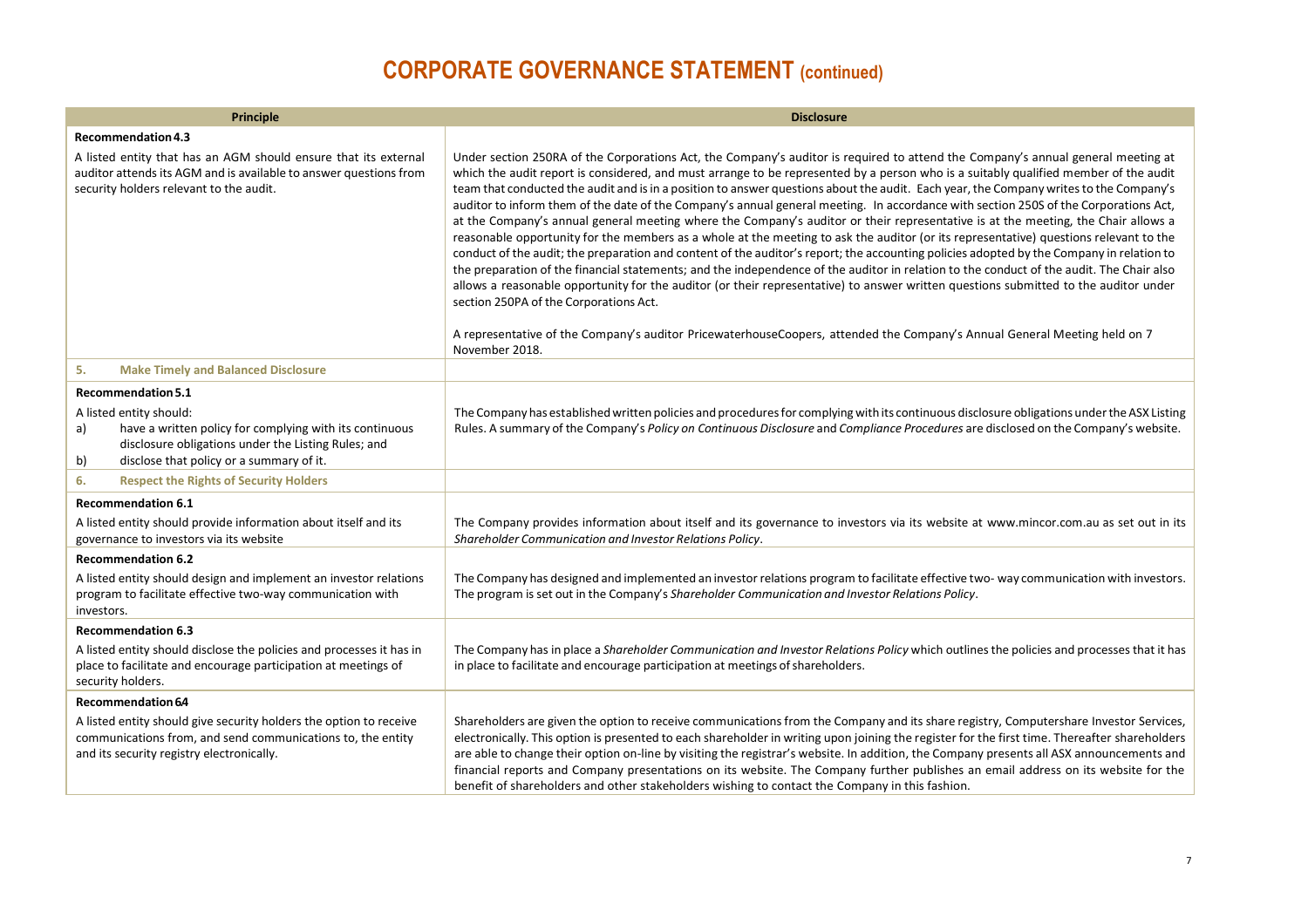# CORPORATE GOVERNANCE STATEMENT (continued)

| Principle | Disclosure |
|---|---|
| **Recommendation 4.3**<br><br>A listed entity that has an AGM should ensure that its external auditor attends its AGM and is available to answer questions from security holders relevant to the audit. | Under section 250RA of the Corporations Act, the Company's auditor is required to attend the Company's annual general meeting at which the audit report is considered, and must arrange to be represented by a person who is a suitably qualified member of the audit team that conducted the audit and is in a position to answer questions about the audit. Each year, the Company writes to the Company's auditor to inform them of the date of the Company's annual general meeting. In accordance with section 250S of the Corporations Act, at the Company's annual general meeting where the Company's auditor or their representative is at the meeting, the Chair allows a reasonable opportunity for the members as a whole at the meeting to ask the auditor (or its representative) questions relevant to the conduct of the audit; the preparation and content of the auditor's report; the accounting policies adopted by the Company in relation to the preparation of the financial statements; and the independence of the auditor in relation to the conduct of the audit. The Chair also allows a reasonable opportunity for the auditor (or their representative) to answer written questions submitted to the auditor under section 250PA of the Corporations Act.<br><br>A representative of the Company's auditor PricewaterhouseCoopers, attended the Company's Annual General Meeting held on 7 November 2018. |
| **5. Make Timely and Balanced Disclosure** | |
| **Recommendation 5.1**<br><br>A listed entity should:<br>a) have a written policy for complying with its continuous disclosure obligations under the Listing Rules; and<br>b) disclose that policy or a summary of it. | The Company has established written policies and procedures for complying with its continuous disclosure obligations under the ASX Listing Rules. A summary of the Company's *Policy on Continuous Disclosure* and *Compliance Procedures* are disclosed on the Company's website. |
| **6. Respect the Rights of Security Holders** | |
| **Recommendation 6.1**<br><br>A listed entity should provide information about itself and its governance to investors via its website | The Company provides information about itself and its governance to investors via its website at www.mincor.com.au as set out in its *Shareholder Communication and Investor Relations Policy*. |
| **Recommendation 6.2**<br><br>A listed entity should design and implement an investor relations program to facilitate effective two-way communication with investors. | The Company has designed and implemented an investor relations program to facilitate effective two- way communication with investors. The program is set out in the Company's *Shareholder Communication and Investor Relations Policy*. |
| **Recommendation 6.3**<br><br>A listed entity should disclose the policies and processes it has in place to facilitate and encourage participation at meetings of security holders. | The Company has in place a *Shareholder Communication and Investor Relations Policy* which outlines the policies and processes that it has in place to facilitate and encourage participation at meetings of shareholders. |
| **Recommendation 64**<br><br>A listed entity should give security holders the option to receive communications from, and send communications to, the entity and its security registry electronically. | Shareholders are given the option to receive communications from the Company and its share registry, Computershare Investor Services, electronically. This option is presented to each shareholder in writing upon joining the register for the first time. Thereafter shareholders are able to change their option on-line by visiting the registrar's website. In addition, the Company presents all ASX announcements and financial reports and Company presentations on its website. The Company further publishes an email address on its website for the benefit of shareholders and other stakeholders wishing to contact the Company in this fashion. |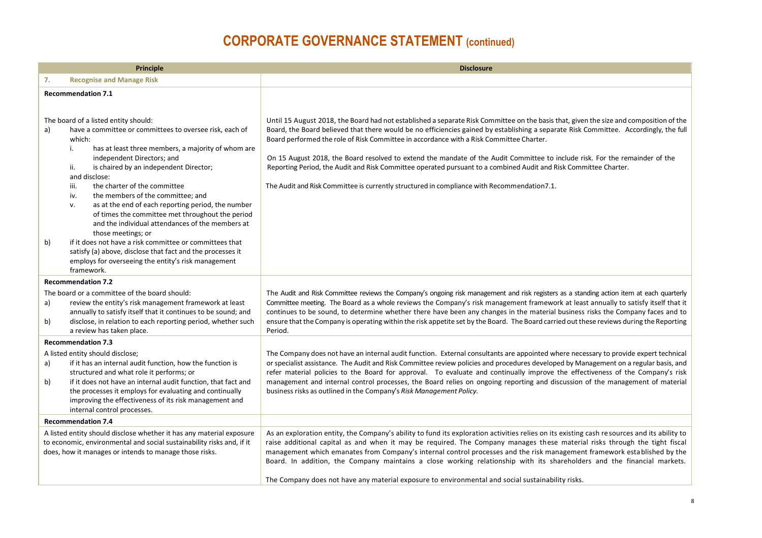# CORPORATE GOVERNANCE STATEMENT (continued)

| Principle | Disclosure |
|---|---|
| **7. Recognise and Manage Risk** | |
| **Recommendation 7.1**<br><br>The board of a listed entity should:<br>a) have a committee or committees to oversee risk, each of which:<br>i. has at least three members, a majority of whom are independent Directors; and<br>ii. is chaired by an independent Director;<br>and disclose:<br>iii. the charter of the committee<br>iv. the members of the committee; and<br>v. as at the end of each reporting period, the number of times the committee met throughout the period and the individual attendances of the members at those meetings; or<br>b) if it does not have a risk committee or committees that satisfy (a) above, disclose that fact and the processes it employs for overseeing the entity's risk management framework. | Until 15 August 2018, the Board had not established a separate Risk Committee on the basis that, given the size and composition of the Board, the Board believed that there would be no efficiencies gained by establishing a separate Risk Committee. Accordingly, the full Board performed the role of Risk Committee in accordance with a Risk Committee Charter.<br><br>On 15 August 2018, the Board resolved to extend the mandate of the Audit Committee to include risk. For the remainder of the Reporting Period, the Audit and Risk Committee operated pursuant to a combined Audit and Risk Committee Charter.<br><br>The Audit and Risk Committee is currently structured in compliance with Recommendation7.1. |
| **Recommendation 7.2**<br><br>The board or a committee of the board should:<br>a) review the entity's risk management framework at least annually to satisfy itself that it continues to be sound; and<br>b) disclose, in relation to each reporting period, whether such a review has taken place. | The Audit and Risk Committee reviews the Company's ongoing risk management and risk registers as a standing action item at each quarterly Committee meeting. The Board as a whole reviews the Company's risk management framework at least annually to satisfy itself that it continues to be sound, to determine whether there have been any changes in the material business risks the Company faces and to ensure that the Company is operating within the risk appetite set by the Board. The Board carried out these reviews during the Reporting Period. |
| **Recommendation 7.3**<br><br>A listed entity should disclose;<br>a) if it has an internal audit function, how the function is structured and what role it performs; or<br>b) if it does not have an internal audit function, that fact and the processes it employs for evaluating and continually improving the effectiveness of its risk management and internal control processes. | The Company does not have an internal audit function. External consultants are appointed where necessary to provide expert technical or specialist assistance. The Audit and Risk Committee review policies and procedures developed by Management on a regular basis, and refer material policies to the Board for approval. To evaluate and continually improve the effectiveness of the Company's risk management and internal control processes, the Board relies on ongoing reporting and discussion of the management of material business risks as outlined in the Company's *Risk Management Policy.* |
| **Recommendation 7.4**<br><br>A listed entity should disclose whether it has any material exposure to economic, environmental and social sustainability risks and, if it does, how it manages or intends to manage those risks. | As an exploration entity, the Company's ability to fund its exploration activities relies on its existing cash resources and its ability to raise additional capital as and when it may be required. The Company manages these material risks through the tight fiscal management which emanates from Company's internal control processes and the risk management framework established by the Board. In addition, the Company maintains a close working relationship with its shareholders and the financial markets.<br><br>The Company does not have any material exposure to environmental and social sustainability risks. |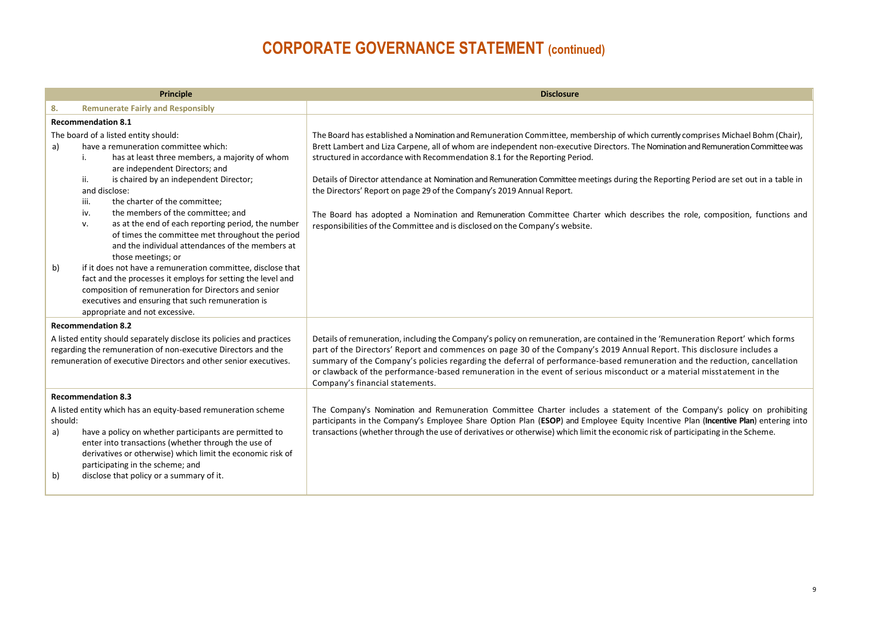# CORPORATE GOVERNANCE STATEMENT (continued)

| Principle | Disclosure |
|---|---|
| **8. Remunerate Fairly and Responsibly** | |
| **Recommendation 8.1**<br><br>The board of a listed entity should:<br>a) have a remuneration committee which:<br>i. has at least three members, a majority of whom are independent Directors; and<br>ii. is chaired by an independent Director;<br>and disclose:<br>iii. the charter of the committee;<br>iv. the members of the committee; and<br>v. as at the end of each reporting period, the number of times the committee met throughout the period and the individual attendances of the members at those meetings; or<br>b) if it does not have a remuneration committee, disclose that fact and the processes it employs for setting the level and composition of remuneration for Directors and senior executives and ensuring that such remuneration is appropriate and not excessive. | The Board has established a Nomination and Remuneration Committee, membership of which currently comprises Michael Bohm (Chair), Brett Lambert and Liza Carpene, all of whom are independent non-executive Directors. The Nomination and Remuneration Committee was structured in accordance with Recommendation 8.1 for the Reporting Period.<br><br>Details of Director attendance at Nomination and Remuneration Committee meetings during the Reporting Period are set out in a table in the Directors' Report on page 29 of the Company's 2019 Annual Report.<br><br>The Board has adopted a Nomination and Remuneration Committee Charter which describes the role, composition, functions and responsibilities of the Committee and is disclosed on the Company's website. |
| **Recommendation 8.2**<br><br>A listed entity should separately disclose its policies and practices regarding the remuneration of non-executive Directors and the remuneration of executive Directors and other senior executives. | Details of remuneration, including the Company's policy on remuneration, are contained in the 'Remuneration Report' which forms part of the Directors' Report and commences on page 30 of the Company's 2019 Annual Report. This disclosure includes a summary of the Company's policies regarding the deferral of performance-based remuneration and the reduction, cancellation or clawback of the performance-based remuneration in the event of serious misconduct or a material misstatement in the Company's financial statements. |
| **Recommendation 8.3**<br><br>A listed entity which has an equity-based remuneration scheme should:<br>a) have a policy on whether participants are permitted to enter into transactions (whether through the use of derivatives or otherwise) which limit the economic risk of participating in the scheme; and<br>b) disclose that policy or a summary of it. | The Company's Nomination and Remuneration Committee Charter includes a statement of the Company's policy on prohibiting participants in the Company's Employee Share Option Plan (**ESOP**) and Employee Equity Incentive Plan (**Incentive Plan**) entering into transactions (whether through the use of derivatives or otherwise) which limit the economic risk of participating in the Scheme. |